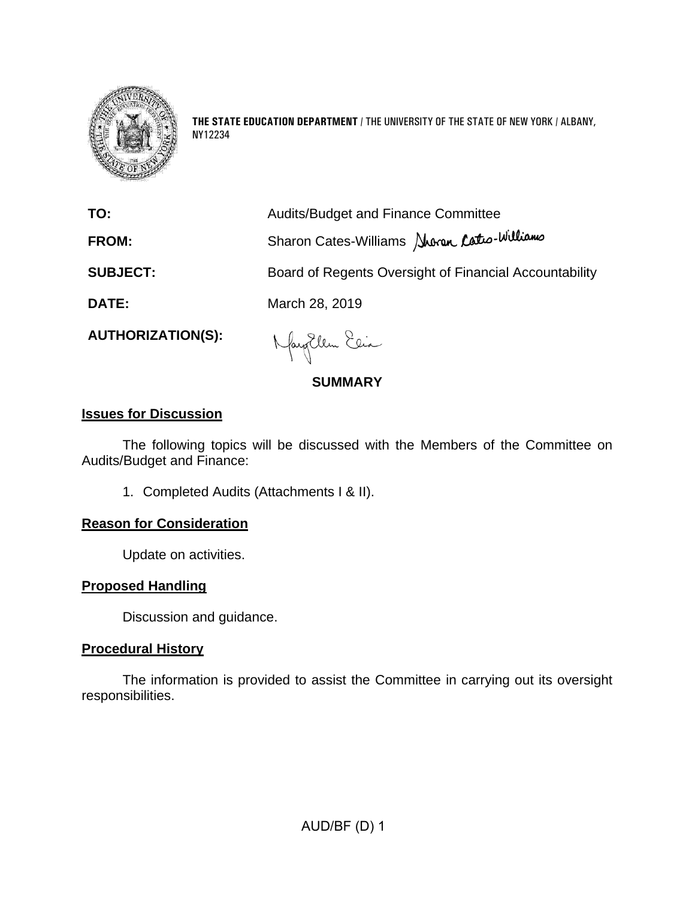**THE STATE EDUCATION DEPARTMENT** / THE UNIVERSITY OF THE STATE OF NEW YORK / ALBANY, NY12234

| | |
|---|---|
| **TO:** | Audits/Budget and Finance Committee |
| **FROM:** | Sharon Cates-Williams |
| **SUBJECT:** | Board of Regents Oversight of Financial Accountability |
| **DATE:** | March 28, 2019 |
| **AUTHORIZATION(S):** | |

## SUMMARY

### Issues for Discussion

The following topics will be discussed with the Members of the Committee on Audits/Budget and Finance:

1. Completed Audits (Attachments I & II).

### Reason for Consideration

Update on activities.

### Proposed Handling

Discussion and guidance.

### Procedural History

The information is provided to assist the Committee in carrying out its oversight responsibilities.

AUD/BF (D) 1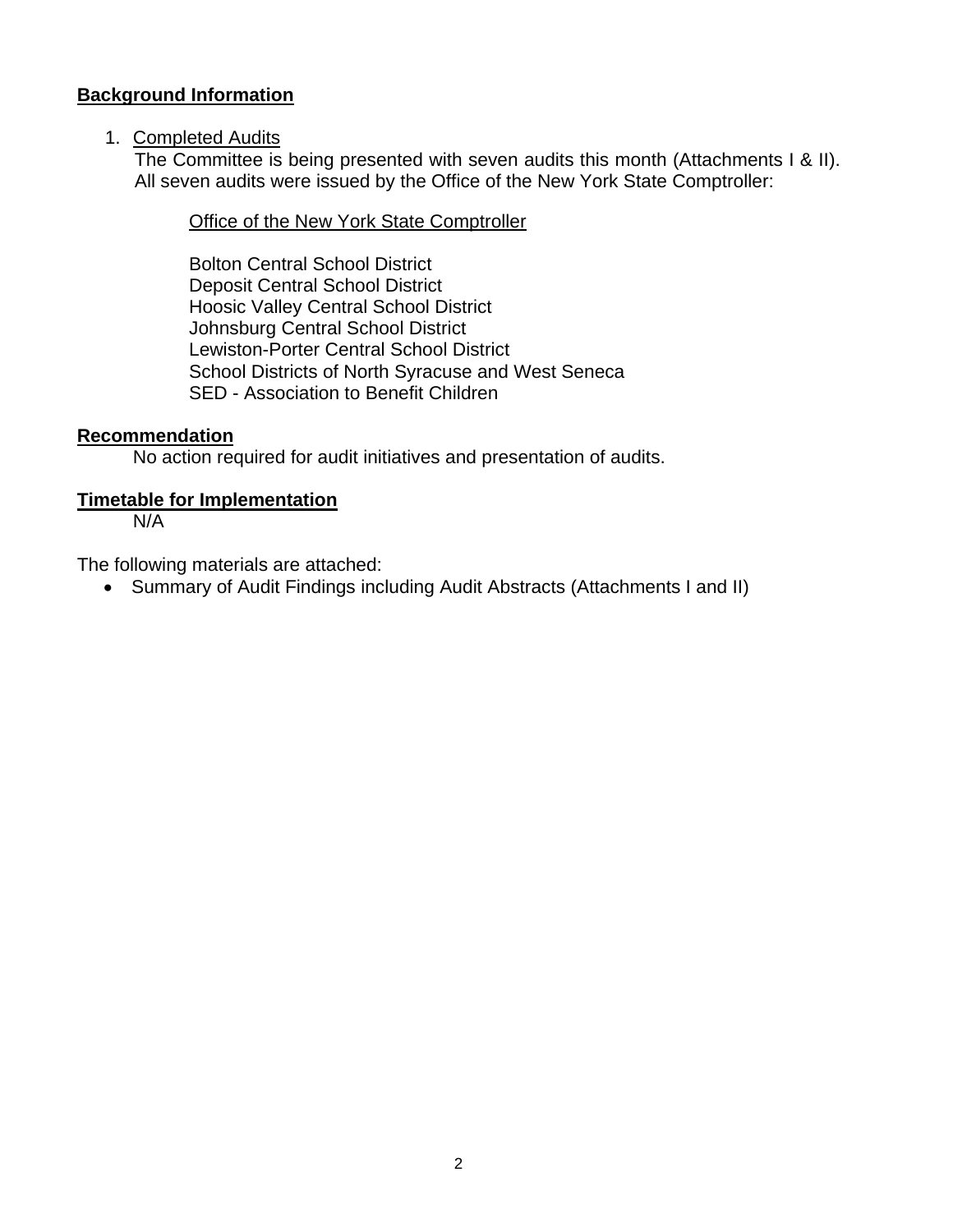## Background Information

1. Completed Audits

   The Committee is being presented with seven audits this month (Attachments I & II). All seven audits were issued by the Office of the New York State Comptroller:

   Office of the New York State Comptroller

   Bolton Central School District
   Deposit Central School District
   Hoosic Valley Central School District
   Johnsburg Central School District
   Lewiston-Porter Central School District
   School Districts of North Syracuse and West Seneca
   SED - Association to Benefit Children

## Recommendation

No action required for audit initiatives and presentation of audits.

## Timetable for Implementation

N/A

The following materials are attached:

- Summary of Audit Findings including Audit Abstracts (Attachments I and II)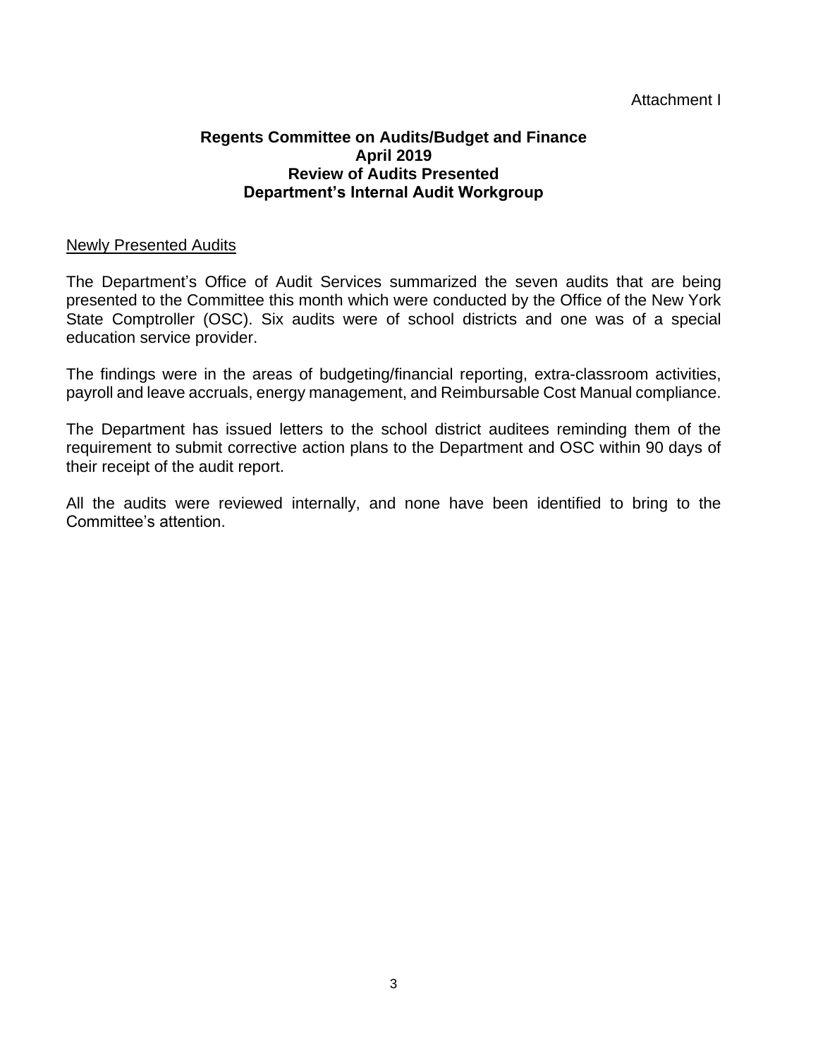Attachment I

**Regents Committee on Audits/Budget and Finance**
**April 2019**
**Review of Audits Presented**
**Department's Internal Audit Workgroup**

Newly Presented Audits

The Department's Office of Audit Services summarized the seven audits that are being presented to the Committee this month which were conducted by the Office of the New York State Comptroller (OSC). Six audits were of school districts and one was of a special education service provider.

The findings were in the areas of budgeting/financial reporting, extra-classroom activities, payroll and leave accruals, energy management, and Reimbursable Cost Manual compliance.

The Department has issued letters to the school district auditees reminding them of the requirement to submit corrective action plans to the Department and OSC within 90 days of their receipt of the audit report.

All the audits were reviewed internally, and none have been identified to bring to the Committee's attention.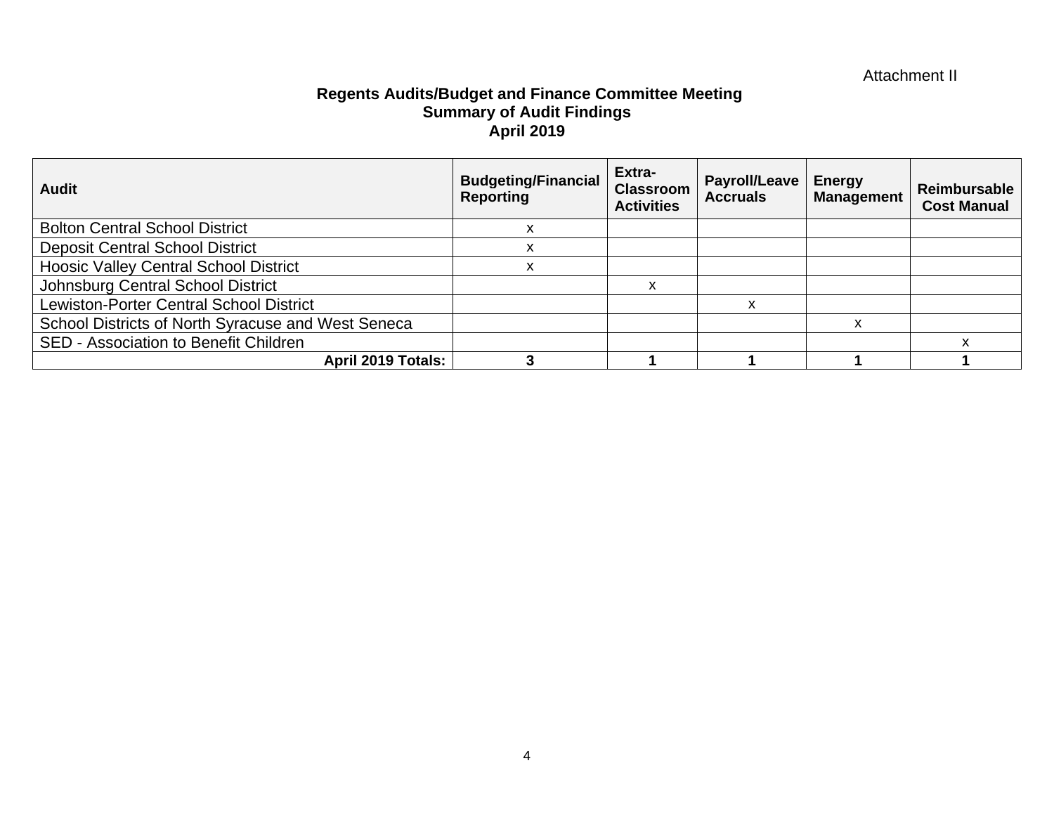Attachment II

**Regents Audits/Budget and Finance Committee Meeting**
**Summary of Audit Findings**
**April 2019**

| Audit | Budgeting/Financial Reporting | Extra-Classroom Activities | Payroll/Leave Accruals | Energy Management | Reimbursable Cost Manual |
|---|---|---|---|---|---|
| Bolton Central School District | x | | | | |
| Deposit Central School District | x | | | | |
| Hoosic Valley Central School District | x | | | | |
| Johnsburg Central School District | | x | | | |
| Lewiston-Porter Central School District | | | x | | |
| School Districts of North Syracuse and West Seneca | | | | x | |
| SED - Association to Benefit Children | | | | | x |
| **April 2019 Totals:** | **3** | **1** | **1** | **1** | **1** |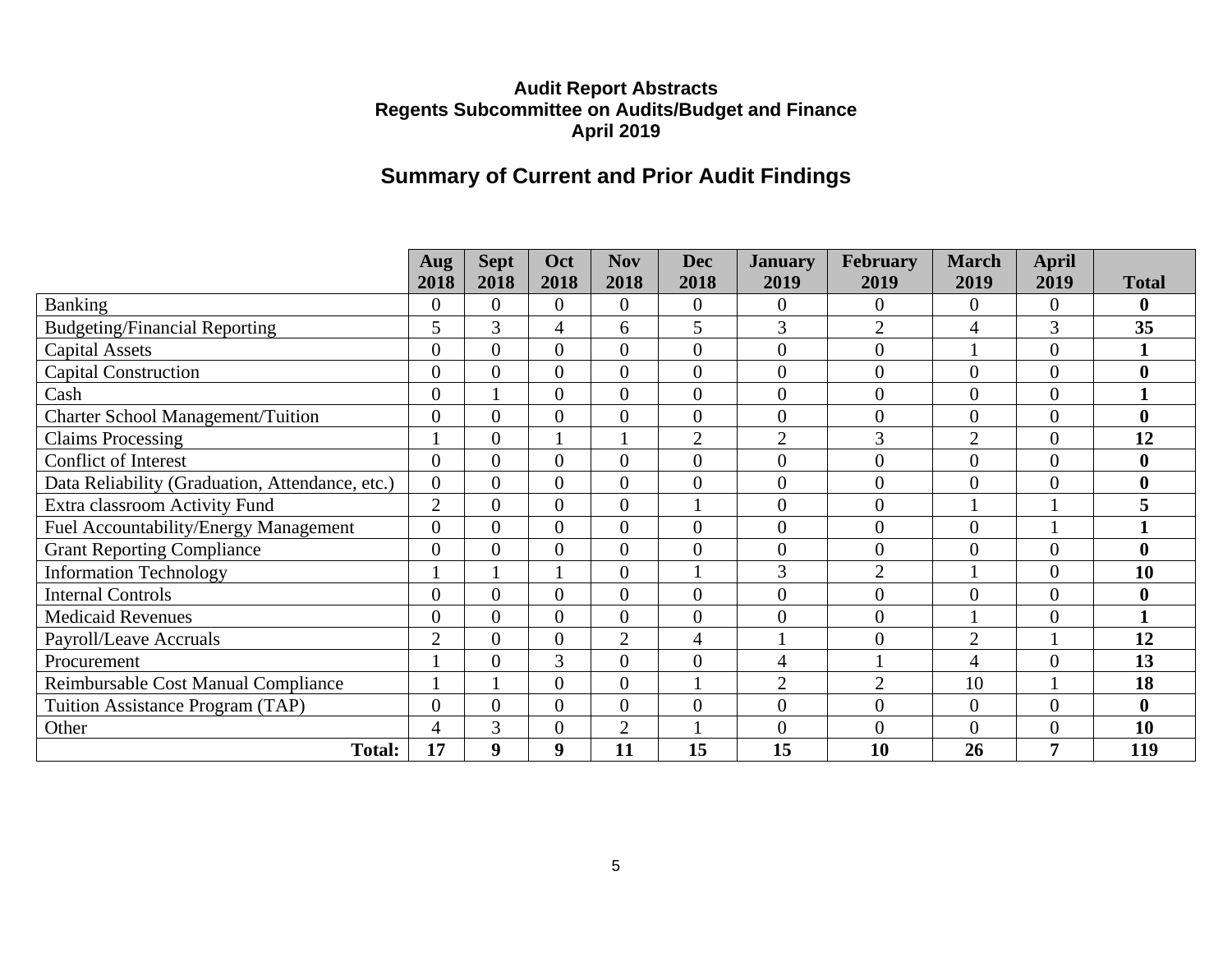**Audit Report Abstracts**
**Regents Subcommittee on Audits/Budget and Finance**
**April 2019**

## Summary of Current and Prior Audit Findings

| | Aug 2018 | Sept 2018 | Oct 2018 | Nov 2018 | Dec 2018 | January 2019 | February 2019 | March 2019 | April 2019 | Total |
|---|---|---|---|---|---|---|---|---|---|---|
| Banking | 0 | 0 | 0 | 0 | 0 | 0 | 0 | 0 | 0 | **0** |
| Budgeting/Financial Reporting | 5 | 3 | 4 | 6 | 5 | 3 | 2 | 4 | 3 | **35** |
| Capital Assets | 0 | 0 | 0 | 0 | 0 | 0 | 0 | 1 | 0 | **1** |
| Capital Construction | 0 | 0 | 0 | 0 | 0 | 0 | 0 | 0 | 0 | **0** |
| Cash | 0 | 1 | 0 | 0 | 0 | 0 | 0 | 0 | 0 | **1** |
| Charter School Management/Tuition | 0 | 0 | 0 | 0 | 0 | 0 | 0 | 0 | 0 | **0** |
| Claims Processing | 1 | 0 | 1 | 1 | 2 | 2 | 3 | 2 | 0 | **12** |
| Conflict of Interest | 0 | 0 | 0 | 0 | 0 | 0 | 0 | 0 | 0 | **0** |
| Data Reliability (Graduation, Attendance, etc.) | 0 | 0 | 0 | 0 | 0 | 0 | 0 | 0 | 0 | **0** |
| Extra classroom Activity Fund | 2 | 0 | 0 | 0 | 1 | 0 | 0 | 1 | 1 | **5** |
| Fuel Accountability/Energy Management | 0 | 0 | 0 | 0 | 0 | 0 | 0 | 0 | 1 | **1** |
| Grant Reporting Compliance | 0 | 0 | 0 | 0 | 0 | 0 | 0 | 0 | 0 | **0** |
| Information Technology | 1 | 1 | 1 | 0 | 1 | 3 | 2 | 1 | 0 | **10** |
| Internal Controls | 0 | 0 | 0 | 0 | 0 | 0 | 0 | 0 | 0 | **0** |
| Medicaid Revenues | 0 | 0 | 0 | 0 | 0 | 0 | 0 | 1 | 0 | **1** |
| Payroll/Leave Accruals | 2 | 0 | 0 | 2 | 4 | 1 | 0 | 2 | 1 | **12** |
| Procurement | 1 | 0 | 3 | 0 | 0 | 4 | 1 | 4 | 0 | **13** |
| Reimbursable Cost Manual Compliance | 1 | 1 | 0 | 0 | 1 | 2 | 2 | 10 | 1 | **18** |
| Tuition Assistance Program (TAP) | 0 | 0 | 0 | 0 | 0 | 0 | 0 | 0 | 0 | **0** |
| Other | 4 | 3 | 0 | 2 | 1 | 0 | 0 | 0 | 0 | **10** |
| **Total:** | **17** | **9** | **9** | **11** | **15** | **15** | **10** | **26** | **7** | **119** |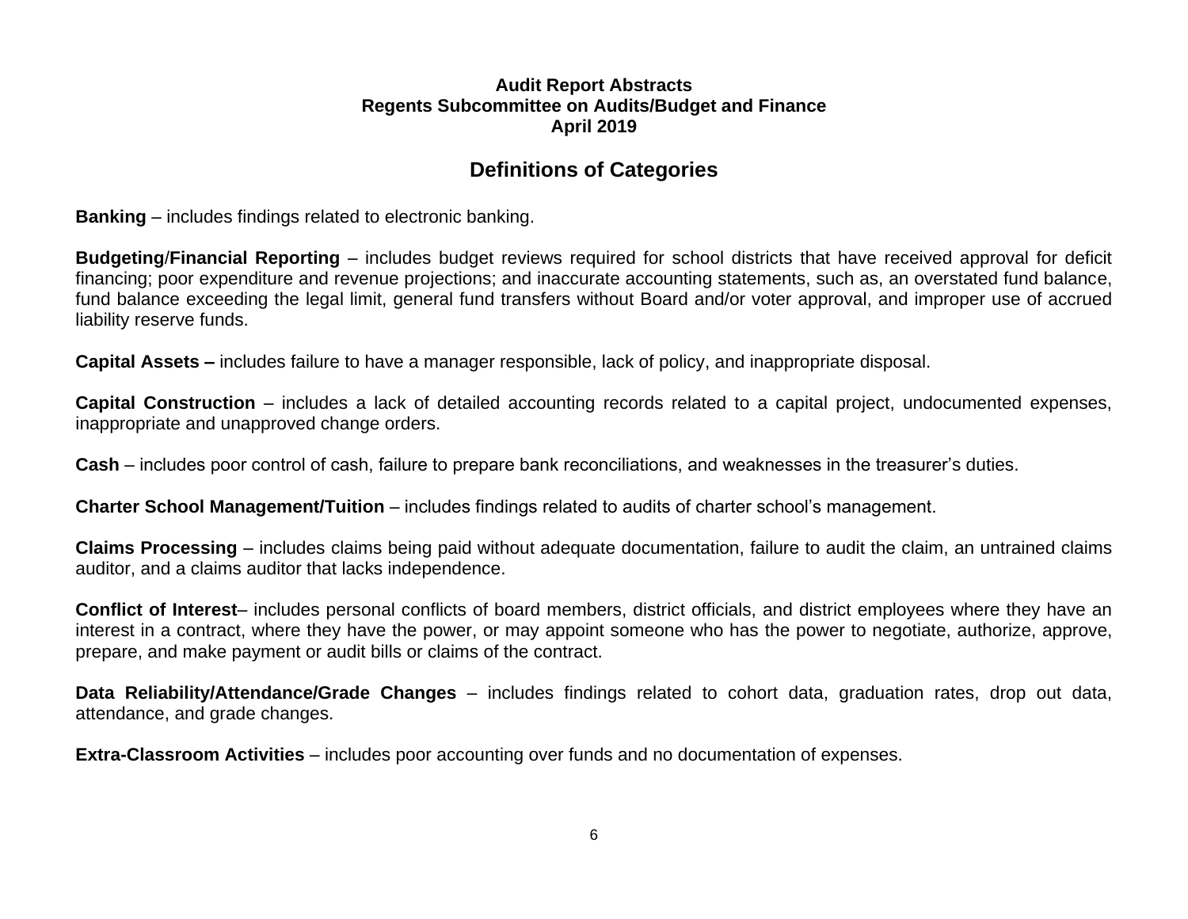**Audit Report Abstracts**
**Regents Subcommittee on Audits/Budget and Finance**
**April 2019**

## Definitions of Categories

**Banking** – includes findings related to electronic banking.

**Budgeting**/**Financial Reporting** – includes budget reviews required for school districts that have received approval for deficit financing; poor expenditure and revenue projections; and inaccurate accounting statements, such as, an overstated fund balance, fund balance exceeding the legal limit, general fund transfers without Board and/or voter approval, and improper use of accrued liability reserve funds.

**Capital Assets –** includes failure to have a manager responsible, lack of policy, and inappropriate disposal.

**Capital Construction** – includes a lack of detailed accounting records related to a capital project, undocumented expenses, inappropriate and unapproved change orders.

**Cash** – includes poor control of cash, failure to prepare bank reconciliations, and weaknesses in the treasurer's duties.

**Charter School Management/Tuition** – includes findings related to audits of charter school's management.

**Claims Processing** – includes claims being paid without adequate documentation, failure to audit the claim, an untrained claims auditor, and a claims auditor that lacks independence.

**Conflict of Interest**– includes personal conflicts of board members, district officials, and district employees where they have an interest in a contract, where they have the power, or may appoint someone who has the power to negotiate, authorize, approve, prepare, and make payment or audit bills or claims of the contract.

**Data Reliability/Attendance/Grade Changes** – includes findings related to cohort data, graduation rates, drop out data, attendance, and grade changes.

**Extra-Classroom Activities** – includes poor accounting over funds and no documentation of expenses.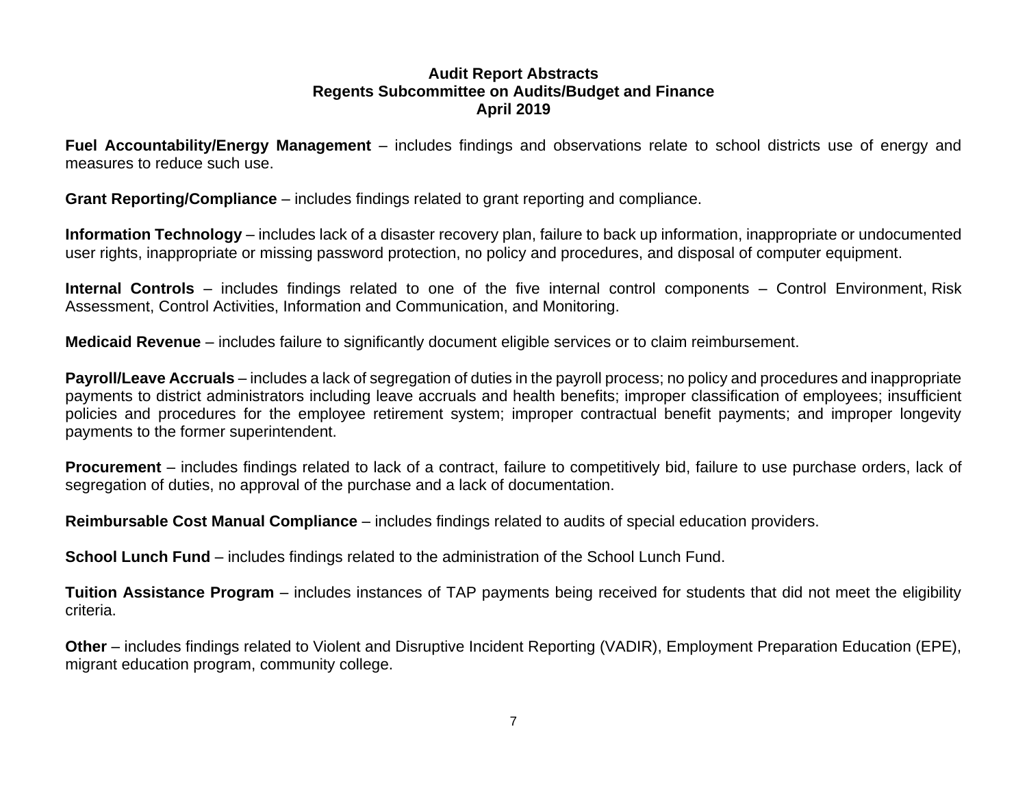**Audit Report Abstracts**
**Regents Subcommittee on Audits/Budget and Finance**
**April 2019**

**Fuel Accountability/Energy Management** – includes findings and observations relate to school districts use of energy and measures to reduce such use.

**Grant Reporting/Compliance** – includes findings related to grant reporting and compliance.

**Information Technology** – includes lack of a disaster recovery plan, failure to back up information, inappropriate or undocumented user rights, inappropriate or missing password protection, no policy and procedures, and disposal of computer equipment.

**Internal Controls** – includes findings related to one of the five internal control components – Control Environment, Risk Assessment, Control Activities, Information and Communication, and Monitoring.

**Medicaid Revenue** – includes failure to significantly document eligible services or to claim reimbursement.

**Payroll/Leave Accruals** – includes a lack of segregation of duties in the payroll process; no policy and procedures and inappropriate payments to district administrators including leave accruals and health benefits; improper classification of employees; insufficient policies and procedures for the employee retirement system; improper contractual benefit payments; and improper longevity payments to the former superintendent.

**Procurement** – includes findings related to lack of a contract, failure to competitively bid, failure to use purchase orders, lack of segregation of duties, no approval of the purchase and a lack of documentation.

**Reimbursable Cost Manual Compliance** – includes findings related to audits of special education providers.

**School Lunch Fund** – includes findings related to the administration of the School Lunch Fund.

**Tuition Assistance Program** – includes instances of TAP payments being received for students that did not meet the eligibility criteria.

**Other** – includes findings related to Violent and Disruptive Incident Reporting (VADIR), Employment Preparation Education (EPE), migrant education program, community college.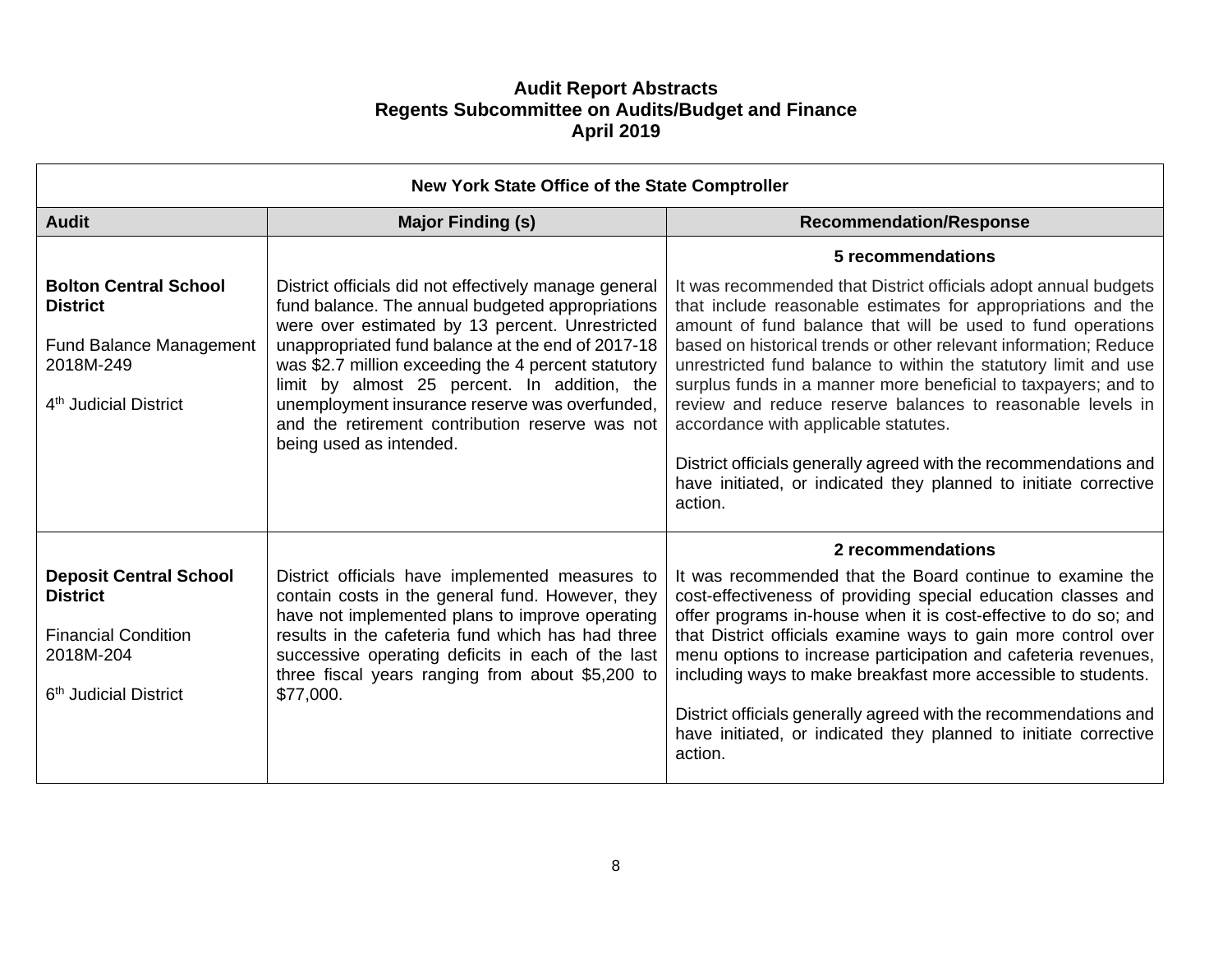# Audit Report Abstracts
## Regents Subcommittee on Audits/Budget and Finance
## April 2019

| New York State Office of the State Comptroller | | |
|---|---|---|
| **Audit** | **Major Finding (s)** | **Recommendation/Response** |
| **Bolton Central School District**<br><br>Fund Balance Management 2018M-249<br><br>4th Judicial District | District officials did not effectively manage general fund balance. The annual budgeted appropriations were over estimated by 13 percent. Unrestricted unappropriated fund balance at the end of 2017-18 was $2.7 million exceeding the 4 percent statutory limit by almost 25 percent. In addition, the unemployment insurance reserve was overfunded, and the retirement contribution reserve was not being used as intended. | **5 recommendations**<br><br>It was recommended that District officials adopt annual budgets that include reasonable estimates for appropriations and the amount of fund balance that will be used to fund operations based on historical trends or other relevant information; Reduce unrestricted fund balance to within the statutory limit and use surplus funds in a manner more beneficial to taxpayers; and to review and reduce reserve balances to reasonable levels in accordance with applicable statutes.<br><br>District officials generally agreed with the recommendations and have initiated, or indicated they planned to initiate corrective action. |
| **Deposit Central School District**<br><br>Financial Condition 2018M-204<br><br>6th Judicial District | District officials have implemented measures to contain costs in the general fund. However, they have not implemented plans to improve operating results in the cafeteria fund which has had three successive operating deficits in each of the last three fiscal years ranging from about $5,200 to $77,000. | **2 recommendations**<br><br>It was recommended that the Board continue to examine the cost-effectiveness of providing special education classes and offer programs in-house when it is cost-effective to do so; and that District officials examine ways to gain more control over menu options to increase participation and cafeteria revenues, including ways to make breakfast more accessible to students.<br><br>District officials generally agreed with the recommendations and have initiated, or indicated they planned to initiate corrective action. |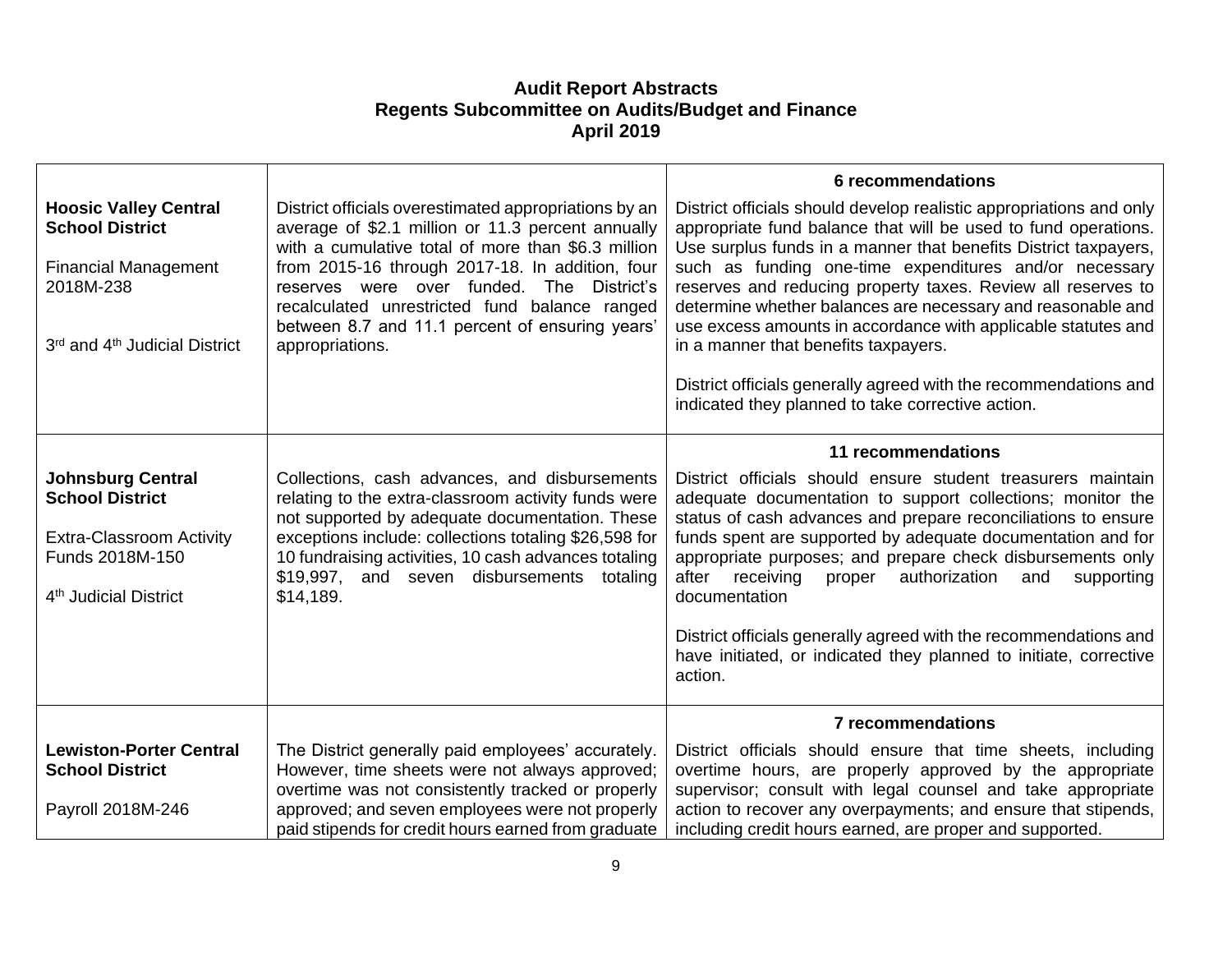# Audit Report Abstracts
## Regents Subcommittee on Audits/Budget and Finance
## April 2019

| | | |
|---|---|---|
| **Hoosic Valley Central School District**<br><br>Financial Management 2018M-238<br><br>3rd and 4th Judicial District | District officials overestimated appropriations by an average of \$2.1 million or 11.3 percent annually with a cumulative total of more than \$6.3 million from 2015-16 through 2017-18. In addition, four reserves were over funded. The District's recalculated unrestricted fund balance ranged between 8.7 and 11.1 percent of ensuring years' appropriations. | **6 recommendations**<br><br>District officials should develop realistic appropriations and only appropriate fund balance that will be used to fund operations. Use surplus funds in a manner that benefits District taxpayers, such as funding one-time expenditures and/or necessary reserves and reducing property taxes. Review all reserves to determine whether balances are necessary and reasonable and use excess amounts in accordance with applicable statutes and in a manner that benefits taxpayers.<br><br>District officials generally agreed with the recommendations and indicated they planned to take corrective action. |
| **Johnsburg Central School District**<br><br>Extra-Classroom Activity Funds 2018M-150<br><br>4th Judicial District | Collections, cash advances, and disbursements relating to the extra-classroom activity funds were not supported by adequate documentation. These exceptions include: collections totaling \$26,598 for 10 fundraising activities, 10 cash advances totaling \$19,997, and seven disbursements totaling \$14,189. | **11 recommendations**<br><br>District officials should ensure student treasurers maintain adequate documentation to support collections; monitor the status of cash advances and prepare reconciliations to ensure funds spent are supported by adequate documentation and for appropriate purposes; and prepare check disbursements only after receiving proper authorization and supporting documentation<br><br>District officials generally agreed with the recommendations and have initiated, or indicated they planned to initiate, corrective action. |
| **Lewiston-Porter Central School District**<br><br>Payroll 2018M-246 | The District generally paid employees' accurately. However, time sheets were not always approved; overtime was not consistently tracked or properly approved; and seven employees were not properly paid stipends for credit hours earned from graduate | **7 recommendations**<br><br>District officials should ensure that time sheets, including overtime hours, are properly approved by the appropriate supervisor; consult with legal counsel and take appropriate action to recover any overpayments; and ensure that stipends, including credit hours earned, are proper and supported. |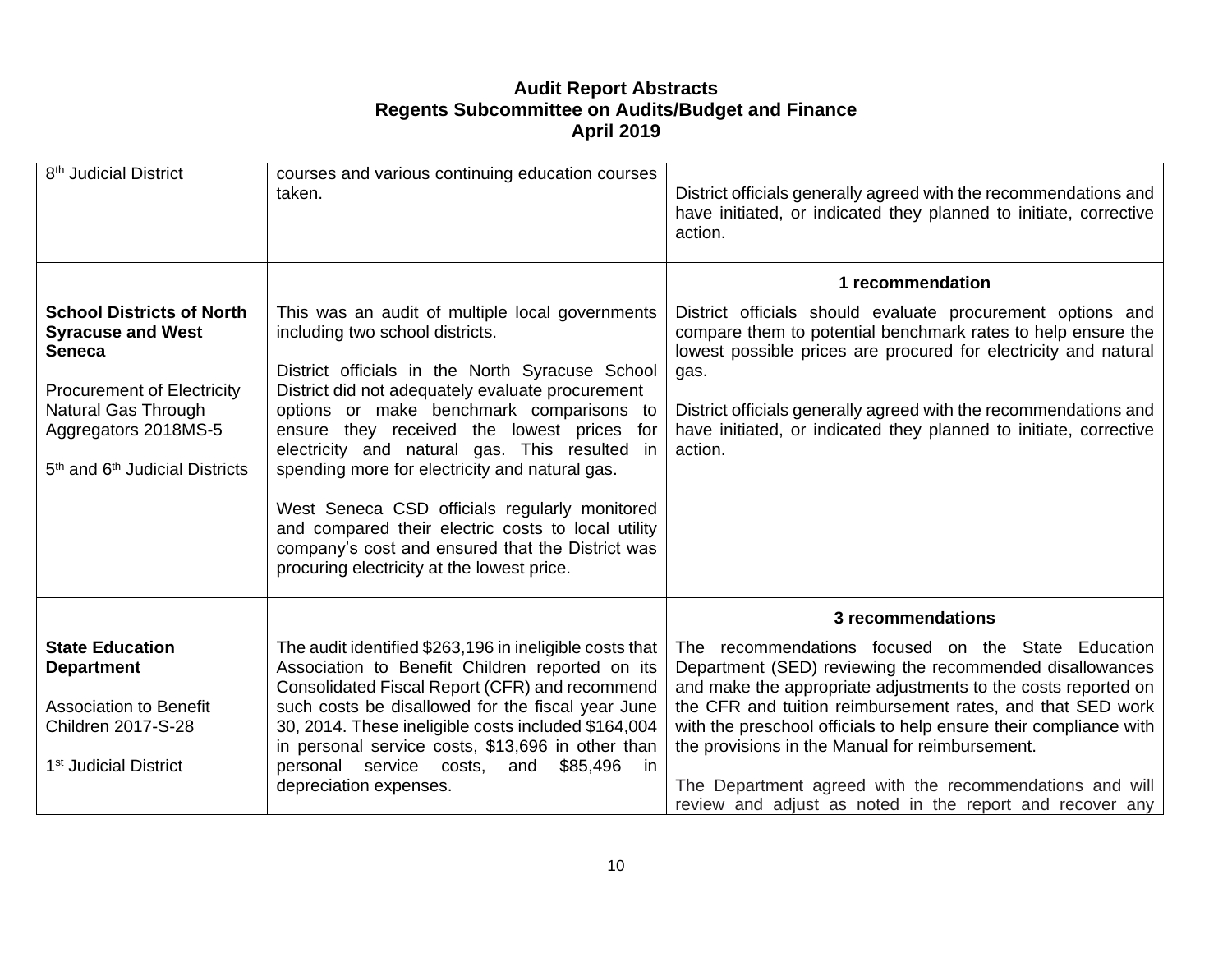# Audit Report Abstracts
## Regents Subcommittee on Audits/Budget and Finance
## April 2019

| | | |
|---|---|---|
| 8th Judicial District | courses and various continuing education courses taken. | District officials generally agreed with the recommendations and have initiated, or indicated they planned to initiate, corrective action. |
| **School Districts of North Syracuse and West Seneca**<br><br>Procurement of Electricity Natural Gas Through Aggregators 2018MS-5<br><br>5th and 6th Judicial Districts | This was an audit of multiple local governments including two school districts.<br><br>District officials in the North Syracuse School District did not adequately evaluate procurement options or make benchmark comparisons to ensure they received the lowest prices for electricity and natural gas. This resulted in spending more for electricity and natural gas.<br><br>West Seneca CSD officials regularly monitored and compared their electric costs to local utility company's cost and ensured that the District was procuring electricity at the lowest price. | **1 recommendation**<br><br>District officials should evaluate procurement options and compare them to potential benchmark rates to help ensure the lowest possible prices are procured for electricity and natural gas.<br><br>District officials generally agreed with the recommendations and have initiated, or indicated they planned to initiate, corrective action. |
| **State Education Department**<br><br>Association to Benefit Children 2017-S-28<br><br>1st Judicial District | The audit identified $263,196 in ineligible costs that Association to Benefit Children reported on its Consolidated Fiscal Report (CFR) and recommend such costs be disallowed for the fiscal year June 30, 2014. These ineligible costs included $164,004 in personal service costs, $13,696 in other than personal service costs, and $85,496 in depreciation expenses. | **3 recommendations**<br><br>The recommendations focused on the State Education Department (SED) reviewing the recommended disallowances and make the appropriate adjustments to the costs reported on the CFR and tuition reimbursement rates, and that SED work with the preschool officials to help ensure their compliance with the provisions in the Manual for reimbursement.<br><br>The Department agreed with the recommendations and will review and adjust as noted in the report and recover any |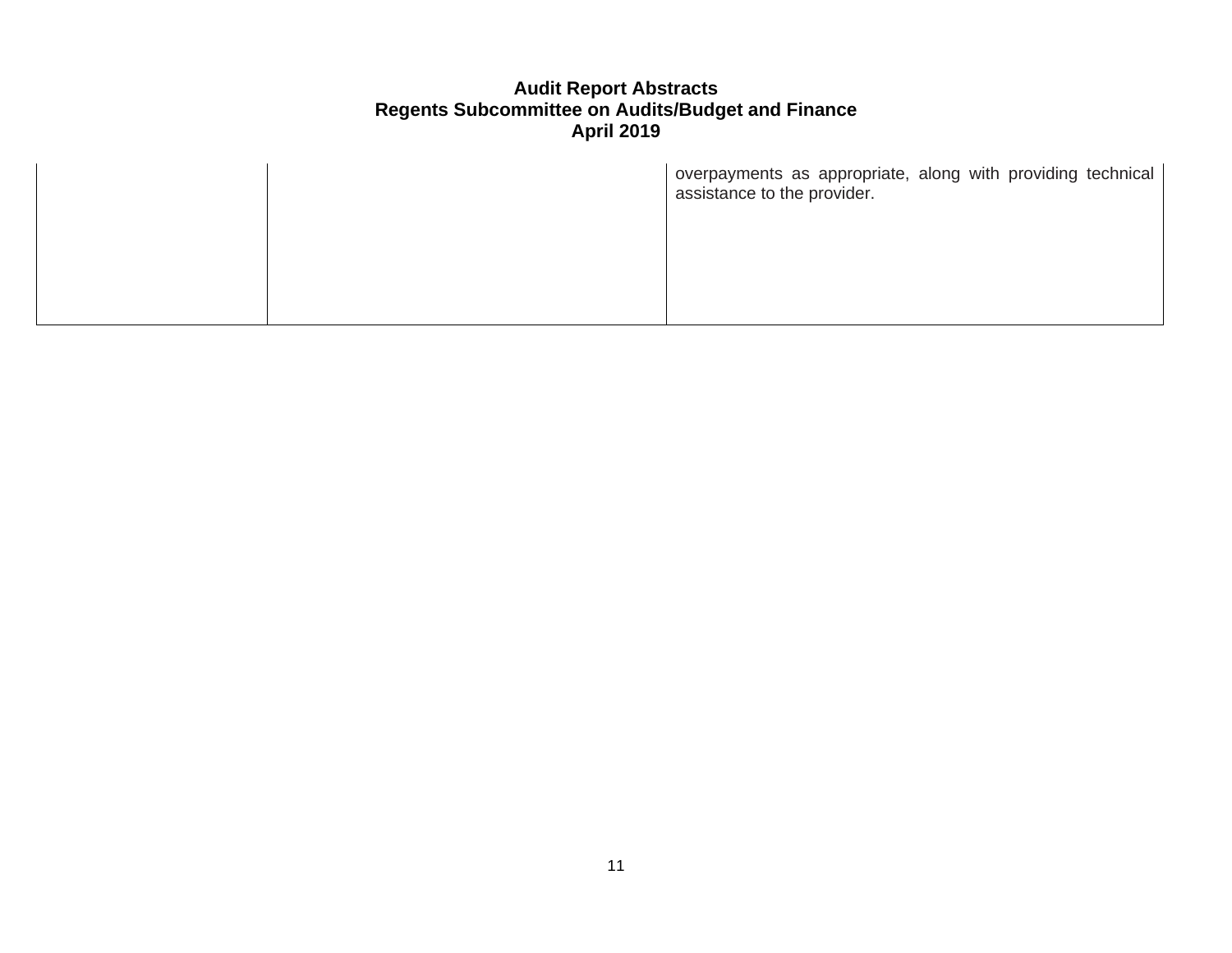| | | |
|---|---|---|
| | | overpayments as appropriate, along with providing technical assistance to the provider. |